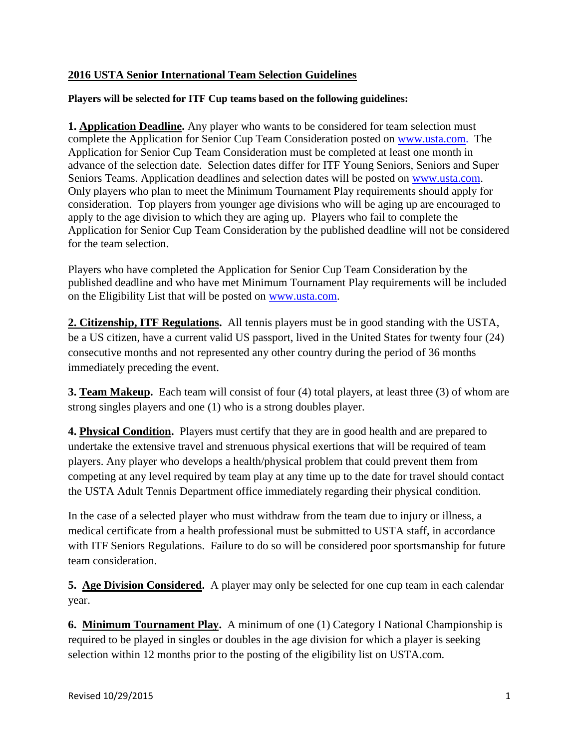## 2016 USTA Senior International Team Selection Guidelines

**Players will be selected for ITF Cup teams based on the following guidelines:**

**1. Application Deadline.** Any player who wants to be considered for team selection must complete the Application for Senior Cup Team Consideration posted on www.usta.com. The Application for Senior Cup Team Consideration must be completed at least one month in advance of the selection date. Selection dates differ for ITF Young Seniors, Seniors and Super Seniors Teams. Application deadlines and selection dates will be posted on www.usta.com. Only players who plan to meet the Minimum Tournament Play requirements should apply for consideration. Top players from younger age divisions who will be aging up are encouraged to apply to the age division to which they are aging up. Players who fail to complete the Application for Senior Cup Team Consideration by the published deadline will not be considered for the team selection.

Players who have completed the Application for Senior Cup Team Consideration by the published deadline and who have met Minimum Tournament Play requirements will be included on the Eligibility List that will be posted on www.usta.com.

**2. Citizenship, ITF Regulations.** All tennis players must be in good standing with the USTA, be a US citizen, have a current valid US passport, lived in the United States for twenty four (24) consecutive months and not represented any other country during the period of 36 months immediately preceding the event.

**3. Team Makeup.** Each team will consist of four (4) total players, at least three (3) of whom are strong singles players and one (1) who is a strong doubles player.

**4. Physical Condition.** Players must certify that they are in good health and are prepared to undertake the extensive travel and strenuous physical exertions that will be required of team players. Any player who develops a health/physical problem that could prevent them from competing at any level required by team play at any time up to the date for travel should contact the USTA Adult Tennis Department office immediately regarding their physical condition.

In the case of a selected player who must withdraw from the team due to injury or illness, a medical certificate from a health professional must be submitted to USTA staff, in accordance with ITF Seniors Regulations. Failure to do so will be considered poor sportsmanship for future team consideration.

**5. Age Division Considered.** A player may only be selected for one cup team in each calendar year.

**6. Minimum Tournament Play.** A minimum of one (1) Category I National Championship is required to be played in singles or doubles in the age division for which a player is seeking selection within 12 months prior to the posting of the eligibility list on USTA.com.

Revised 10/29/2015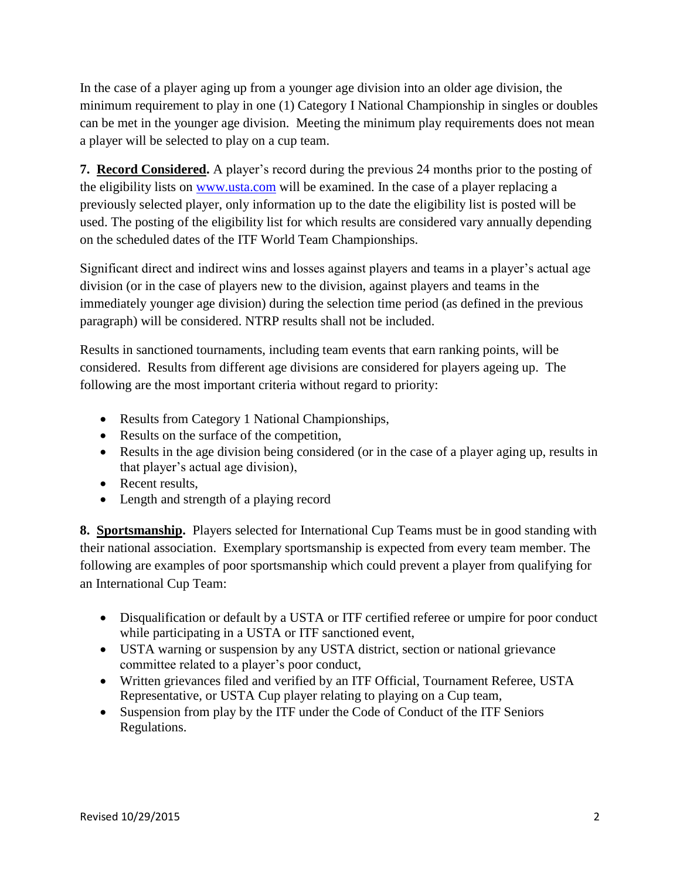In the case of a player aging up from a younger age division into an older age division, the minimum requirement to play in one (1) Category I National Championship in singles or doubles can be met in the younger age division. Meeting the minimum play requirements does not mean a player will be selected to play on a cup team.

**7. Record Considered.** A player's record during the previous 24 months prior to the posting of the eligibility lists on www.usta.com will be examined. In the case of a player replacing a previously selected player, only information up to the date the eligibility list is posted will be used. The posting of the eligibility list for which results are considered vary annually depending on the scheduled dates of the ITF World Team Championships.

Significant direct and indirect wins and losses against players and teams in a player's actual age division (or in the case of players new to the division, against players and teams in the immediately younger age division) during the selection time period (as defined in the previous paragraph) will be considered. NTRP results shall not be included.

Results in sanctioned tournaments, including team events that earn ranking points, will be considered. Results from different age divisions are considered for players ageing up. The following are the most important criteria without regard to priority:

- Results from Category 1 National Championships,
- Results on the surface of the competition,
- Results in the age division being considered (or in the case of a player aging up, results in that player's actual age division),
- Recent results,
- Length and strength of a playing record

**8. Sportsmanship.** Players selected for International Cup Teams must be in good standing with their national association. Exemplary sportsmanship is expected from every team member. The following are examples of poor sportsmanship which could prevent a player from qualifying for an International Cup Team:

- Disqualification or default by a USTA or ITF certified referee or umpire for poor conduct while participating in a USTA or ITF sanctioned event,
- USTA warning or suspension by any USTA district, section or national grievance committee related to a player's poor conduct,
- Written grievances filed and verified by an ITF Official, Tournament Referee, USTA Representative, or USTA Cup player relating to playing on a Cup team,
- Suspension from play by the ITF under the Code of Conduct of the ITF Seniors Regulations.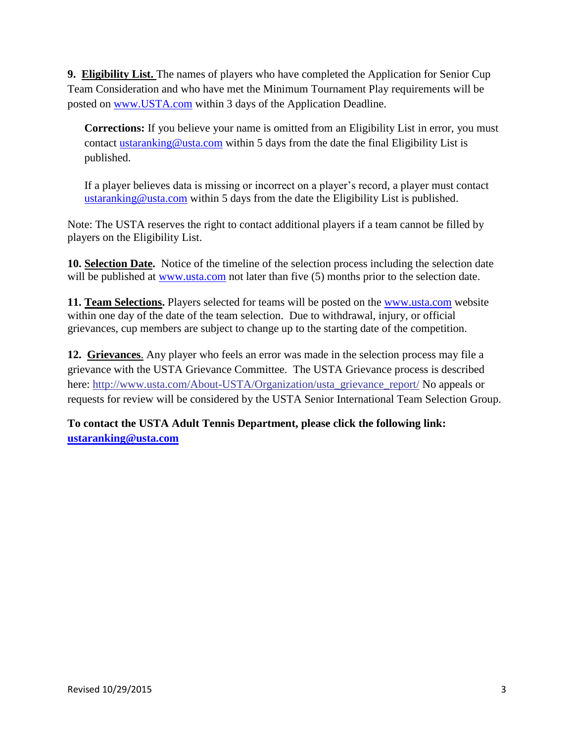**9. Eligibility List.** The names of players who have completed the Application for Senior Cup Team Consideration and who have met the Minimum Tournament Play requirements will be posted on www.USTA.com within 3 days of the Application Deadline.

> **Corrections:** If you believe your name is omitted from an Eligibility List in error, you must contact ustaranking@usta.com within 5 days from the date the final Eligibility List is published.
>
> If a player believes data is missing or incorrect on a player's record, a player must contact ustaranking@usta.com within 5 days from the date the Eligibility List is published.

Note: The USTA reserves the right to contact additional players if a team cannot be filled by players on the Eligibility List.

**10. Selection Date.** Notice of the timeline of the selection process including the selection date will be published at www.usta.com not later than five (5) months prior to the selection date.

**11. Team Selections.** Players selected for teams will be posted on the www.usta.com website within one day of the date of the team selection. Due to withdrawal, injury, or official grievances, cup members are subject to change up to the starting date of the competition.

**12. Grievances**. Any player who feels an error was made in the selection process may file a grievance with the USTA Grievance Committee. The USTA Grievance process is described here: http://www.usta.com/About-USTA/Organization/usta_grievance_report/ No appeals or requests for review will be considered by the USTA Senior International Team Selection Group.

**To contact the USTA Adult Tennis Department, please click the following link: ustaranking@usta.com**

Revised 10/29/2015